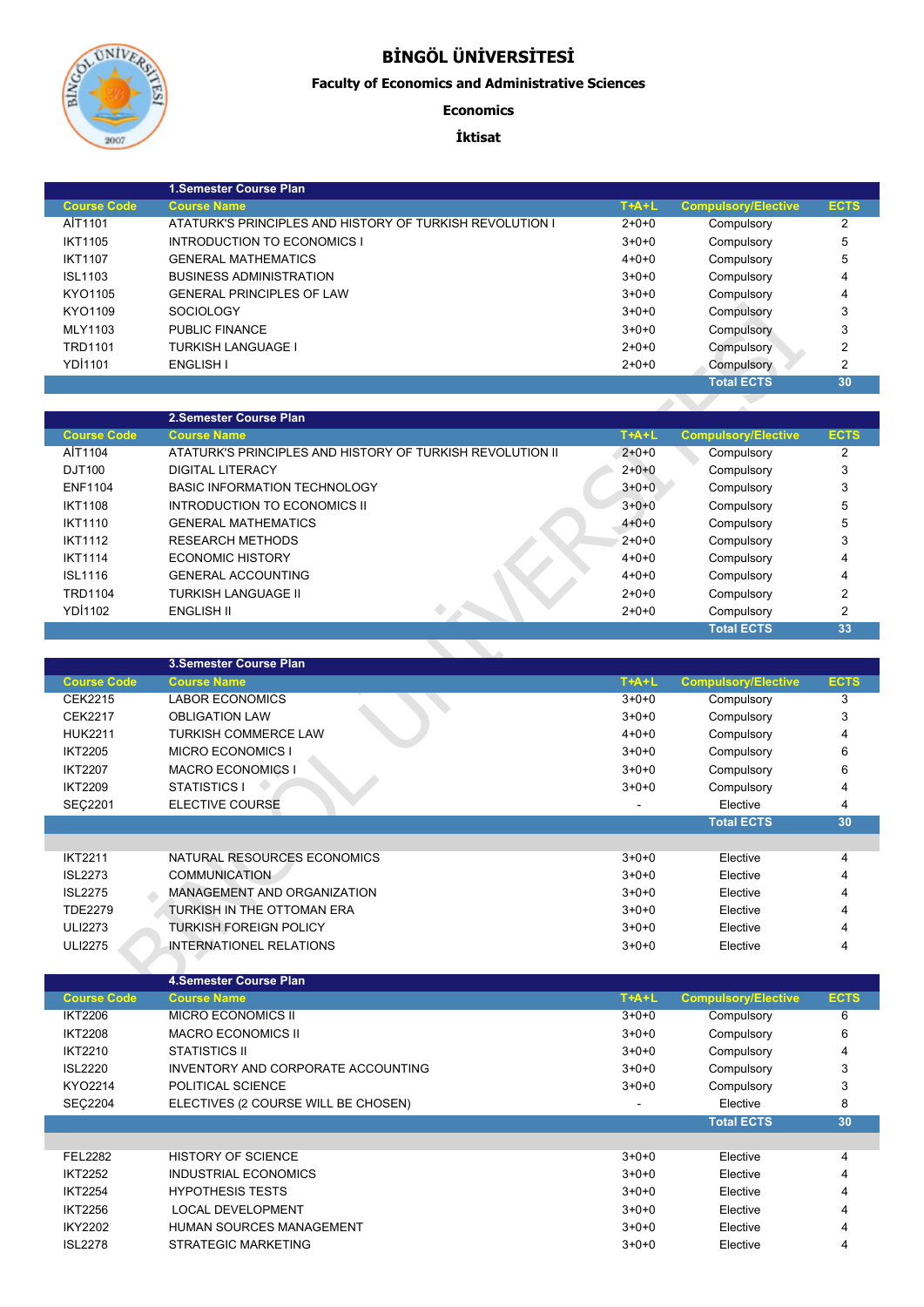# BİNGÖL ÜNİVERSİTESİ

## Faculty of Economics and Administrative Sciences

### Economics

### İktisat

**1.Semester Course Plan**

| Course Code | Course Name | T+A+L | Compulsory/Elective | ECTS |
|---|---|---|---|---|
| AİT1101 | ATATURK'S PRINCIPLES AND HISTORY OF TURKISH REVOLUTION I | 2+0+0 | Compulsory | 2 |
| IKT1105 | INTRODUCTION TO ECONOMICS I | 3+0+0 | Compulsory | 5 |
| IKT1107 | GENERAL MATHEMATICS | 4+0+0 | Compulsory | 5 |
| ISL1103 | BUSINESS ADMINISTRATION | 3+0+0 | Compulsory | 4 |
| KYO1105 | GENERAL PRINCIPLES OF LAW | 3+0+0 | Compulsory | 4 |
| KYO1109 | SOCIOLOGY | 3+0+0 | Compulsory | 3 |
| MLY1103 | PUBLIC FINANCE | 3+0+0 | Compulsory | 3 |
| TRD1101 | TURKISH LANGUAGE I | 2+0+0 | Compulsory | 2 |
| YDİ1101 | ENGLISH I | 2+0+0 | Compulsory | 2 |
| | | | Total ECTS | 30 |

**2.Semester Course Plan**

| Course Code | Course Name | T+A+L | Compulsory/Elective | ECTS |
|---|---|---|---|---|
| AİT1104 | ATATURK'S PRINCIPLES AND HISTORY OF TURKISH REVOLUTION II | 2+0+0 | Compulsory | 2 |
| DJT100 | DIGITAL LITERACY | 2+0+0 | Compulsory | 3 |
| ENF1104 | BASIC INFORMATION TECHNOLOGY | 3+0+0 | Compulsory | 3 |
| IKT1108 | INTRODUCTION TO ECONOMICS II | 3+0+0 | Compulsory | 5 |
| IKT1110 | GENERAL MATHEMATICS | 4+0+0 | Compulsory | 5 |
| IKT1112 | RESEARCH METHODS | 2+0+0 | Compulsory | 3 |
| IKT1114 | ECONOMIC HISTORY | 4+0+0 | Compulsory | 4 |
| ISL1116 | GENERAL ACCOUNTING | 4+0+0 | Compulsory | 4 |
| TRD1104 | TURKISH LANGUAGE II | 2+0+0 | Compulsory | 2 |
| YDİ1102 | ENGLISH II | 2+0+0 | Compulsory | 2 |
| | | | Total ECTS | 33 |

**3.Semester Course Plan**

| Course Code | Course Name | T+A+L | Compulsory/Elective | ECTS |
|---|---|---|---|---|
| CEK2215 | LABOR ECONOMICS | 3+0+0 | Compulsory | 3 |
| CEK2217 | OBLIGATION LAW | 3+0+0 | Compulsory | 3 |
| HUK2211 | TURKISH COMMERCE LAW | 4+0+0 | Compulsory | 4 |
| IKT2205 | MICRO ECONOMICS I | 3+0+0 | Compulsory | 6 |
| IKT2207 | MACRO ECONOMICS I | 3+0+0 | Compulsory | 6 |
| IKT2209 | STATISTICS I | 3+0+0 | Compulsory | 4 |
| SEÇ2201 | ELECTIVE COURSE | - | Elective | 4 |
| | | | Total ECTS | 30 |
| | | | | |
| IKT2211 | NATURAL RESOURCES ECONOMICS | 3+0+0 | Elective | 4 |
| ISL2273 | COMMUNICATION | 3+0+0 | Elective | 4 |
| ISL2275 | MANAGEMENT AND ORGANIZATION | 3+0+0 | Elective | 4 |
| TDE2279 | TURKISH IN THE OTTOMAN ERA | 3+0+0 | Elective | 4 |
| ULI2273 | TURKISH FOREIGN POLICY | 3+0+0 | Elective | 4 |
| ULI2275 | INTERNATIONEL RELATIONS | 3+0+0 | Elective | 4 |

**4.Semester Course Plan**

| Course Code | Course Name | T+A+L | Compulsory/Elective | ECTS |
|---|---|---|---|---|
| IKT2206 | MICRO ECONOMICS II | 3+0+0 | Compulsory | 6 |
| IKT2208 | MACRO ECONOMICS II | 3+0+0 | Compulsory | 6 |
| IKT2210 | STATISTICS II | 3+0+0 | Compulsory | 4 |
| ISL2220 | INVENTORY AND CORPORATE ACCOUNTING | 3+0+0 | Compulsory | 3 |
| KYO2214 | POLITICAL SCIENCE | 3+0+0 | Compulsory | 3 |
| SEÇ2204 | ELECTIVES (2 COURSE WILL BE CHOSEN) | - | Elective | 8 |
| | | | Total ECTS | 30 |
| | | | | |
| FEL2282 | HISTORY OF SCIENCE | 3+0+0 | Elective | 4 |
| IKT2252 | INDUSTRIAL ECONOMICS | 3+0+0 | Elective | 4 |
| IKT2254 | HYPOTHESIS TESTS | 3+0+0 | Elective | 4 |
| IKT2256 | LOCAL DEVELOPMENT | 3+0+0 | Elective | 4 |
| IKY2202 | HUMAN SOURCES MANAGEMENT | 3+0+0 | Elective | 4 |
| ISL2278 | STRATEGIC MARKETING | 3+0+0 | Elective | 4 |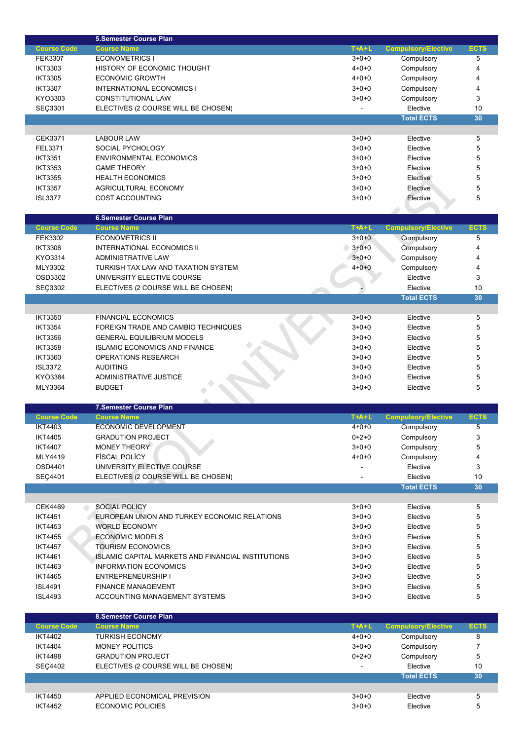## 5.Semester Course Plan

| Course Code | Course Name | T+A+L | Compulsory/Elective | ECTS |
|---|---|---|---|---|
| FEK3307 | ECONOMETRICS I | 3+0+0 | Compulsory | 5 |
| IKT3303 | HISTORY OF ECONOMIC THOUGHT | 4+0+0 | Compulsory | 4 |
| IKT3305 | ECONOMIC GROWTH | 4+0+0 | Compulsory | 4 |
| IKT3307 | INTERNATIONAL ECONOMICS I | 3+0+0 | Compulsory | 4 |
| KYO3303 | CONSTITUTIONAL LAW | 3+0+0 | Compulsory | 3 |
| SEÇ3301 | ELECTIVES (2 COURSE WILL BE CHOSEN) | - | Elective | 10 |
| | | | **Total ECTS** | **30** |
| | | | | |
| CEK3371 | LABOUR LAW | 3+0+0 | Elective | 5 |
| FEL3371 | SOCIAL PYCHOLOGY | 3+0+0 | Elective | 5 |
| IKT3351 | ENVIRONMENTAL ECONOMICS | 3+0+0 | Elective | 5 |
| IKT3353 | GAME THEORY | 3+0+0 | Elective | 5 |
| IKT3355 | HEALTH ECONOMICS | 3+0+0 | Elective | 5 |
| IKT3357 | AGRICULTURAL ECONOMY | 3+0+0 | Elective | 5 |
| ISL3377 | COST ACCOUNTING | 3+0+0 | Elective | 5 |

## 6.Semester Course Plan

| Course Code | Course Name | T+A+L | Compulsory/Elective | ECTS |
|---|---|---|---|---|
| FEK3302 | ECONOMETRICS II | 3+0+0 | Compulsory | 5 |
| IKT3306 | INTERNATIONAL ECONOMICS II | 3+0+0 | Compulsory | 4 |
| KYO3314 | ADMINISTRATIVE LAW | 3+0+0 | Compulsory | 4 |
| MLY3302 | TURKISH TAX LAW AND TAXATION SYSTEM | 4+0+0 | Compulsory | 4 |
| OSD3302 | UNIVERSITY ELECTIVE COURSE | - | Elective | 3 |
| SEÇ3302 | ELECTIVES (2 COURSE WILL BE CHOSEN) | - | Elective | 10 |
| | | | **Total ECTS** | **30** |
| | | | | |
| IKT3350 | FINANCIAL ECONOMICS | 3+0+0 | Elective | 5 |
| IKT3354 | FOREIGN TRADE AND CAMBIO TECHNIQUES | 3+0+0 | Elective | 5 |
| IKT3356 | GENERAL EQUILIBRIUM MODELS | 3+0+0 | Elective | 5 |
| IKT3358 | ISLAMIC ECONOMICS AND FINANCE | 3+0+0 | Elective | 5 |
| IKT3360 | OPERATIONS RESEARCH | 3+0+0 | Elective | 5 |
| ISL3372 | AUDITING | 3+0+0 | Elective | 5 |
| KYO3384 | ADMINISTRATIVE JUSTICE | 3+0+0 | Elective | 5 |
| MLY3364 | BUDGET | 3+0+0 | Elective | 5 |

## 7.Semester Course Plan

| Course Code | Course Name | T+A+L | Compulsory/Elective | ECTS |
|---|---|---|---|---|
| IKT4403 | ECONOMIC DEVELOPMENT | 4+0+0 | Compulsory | 5 |
| IKT4405 | GRADUTION PROJECT | 0+2+0 | Compulsory | 3 |
| IKT4407 | MONEY THEORY | 3+0+0 | Compulsory | 5 |
| MLY4419 | FİSCAL POLİCY | 4+0+0 | Compulsory | 4 |
| OSD4401 | UNIVERSITY ELECTIVE COURSE | - | Elective | 3 |
| SEÇ4401 | ELECTIVES (2 COURSE WILL BE CHOSEN) | - | Elective | 10 |
| | | | **Total ECTS** | **30** |
| | | | | |
| CEK4469 | SOCIAL POLICY | 3+0+0 | Elective | 5 |
| IKT4451 | EUROPEAN UNION AND TURKEY ECONOMIC RELATIONS | 3+0+0 | Elective | 5 |
| IKT4453 | WORLD ECONOMY | 3+0+0 | Elective | 5 |
| IKT4455 | ECONOMIC MODELS | 3+0+0 | Elective | 5 |
| IKT4457 | TOURISM ECONOMICS | 3+0+0 | Elective | 5 |
| IKT4461 | ISLAMIC CAPITAL MARKETS AND FINANCIAL INSTITUTIONS | 3+0+0 | Elective | 5 |
| IKT4463 | INFORMATION ECONOMICS | 3+0+0 | Elective | 5 |
| IKT4465 | ENTREPRENEURSHIP I | 3+0+0 | Elective | 5 |
| ISL4491 | FINANCE MANAGEMENT | 3+0+0 | Elective | 5 |
| ISL4493 | ACCOUNTING MANAGEMENT SYSTEMS | 3+0+0 | Elective | 5 |

## 8.Semester Course Plan

| Course Code | Course Name | T+A+L | Compulsory/Elective | ECTS |
|---|---|---|---|---|
| IKT4402 | TURKISH ECONOMY | 4+0+0 | Compulsory | 8 |
| IKT4404 | MONEY POLITICS | 3+0+0 | Compulsory | 7 |
| IKT4498 | GRADUTION PROJECT | 0+2+0 | Compulsory | 5 |
| SEÇ4402 | ELECTIVES (2 COURSE WILL BE CHOSEN) | - | Elective | 10 |
| | | | **Total ECTS** | **30** |
| | | | | |
| IKT4450 | APPLIED ECONOMICAL PREVISION | 3+0+0 | Elective | 5 |
| IKT4452 | ECONOMIC POLICIES | 3+0+0 | Elective | 5 |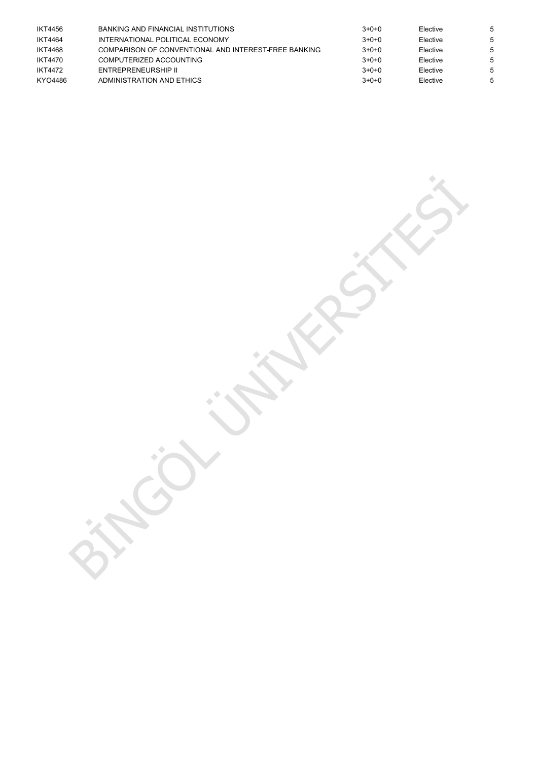| | | | | |
|---|---|---|---|---|
| IKT4456 | BANKING AND FINANCIAL INSTITUTIONS | 3+0+0 | Elective | 5 |
| IKT4464 | INTERNATIONAL POLITICAL ECONOMY | 3+0+0 | Elective | 5 |
| IKT4468 | COMPARISON OF CONVENTIONAL AND INTEREST-FREE BANKING | 3+0+0 | Elective | 5 |
| IKT4470 | COMPUTERIZED ACCOUNTING | 3+0+0 | Elective | 5 |
| IKT4472 | ENTREPRENEURSHIP II | 3+0+0 | Elective | 5 |
| KYO4486 | ADMINISTRATION AND ETHICS | 3+0+0 | Elective | 5 |